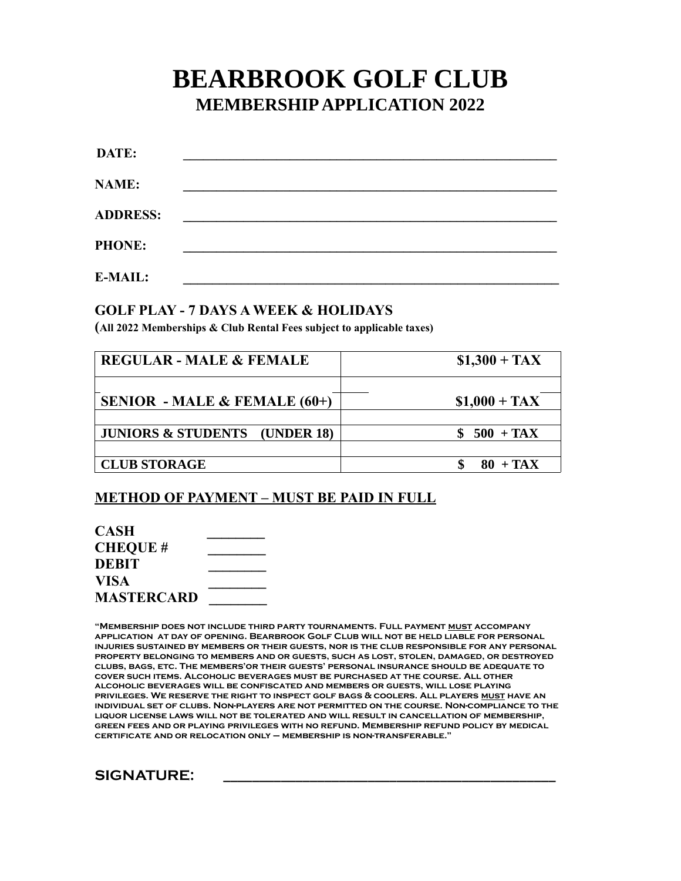# BEARBROOK GOLF CLUB

## MEMBERSHIP APPLICATION 2022

**DATE:** ________________________________________________________

**NAME:** ________________________________________________________

**ADDRESS:** ________________________________________________________

**PHONE:** ________________________________________________________

**E-MAIL:** ________________________________________________________

### GOLF PLAY - 7 DAYS A WEEK & HOLIDAYS

(**All 2022 Memberships & Club Rental Fees subject to applicable taxes)**

| REGULAR - MALE & FEMALE | $1,300 + TAX |
|---|---|
| | |
| SENIOR - MALE & FEMALE (60+) | $1,000 + TAX |
| | |
| JUNIORS & STUDENTS (UNDER 18) | $ 500 + TAX |
| | |
| CLUB STORAGE | $ 80 + TAX |

### METHOD OF PAYMENT – MUST BE PAID IN FULL

**CASH** ________
**CHEQUE #** ________
**DEBIT** ________
**VISA** ________
**MASTERCARD** ________

"Membership does not include third party tournaments. Full payment MUST accompany application at day of opening. Bearbrook Golf Club will not be held liable for personal injuries sustained by members or their guests, nor is the club responsible for any personal property belonging to members and or guests, such as lost, stolen, damaged, or destroyed clubs, bags, etc. The members'or their guests' personal insurance should be adequate to cover such items. Alcoholic beverages must be purchased at the course. All other alcoholic beverages will be confiscated and members or guests, will lose playing privileges. We reserve the right to inspect golf bags & coolers. All players MUST have an individual set of clubs. Non-players are not permitted on the course. Non-compliance to the liquor license laws will not be tolerated and will result in cancellation of membership, green fees and or playing privileges with no refund. Membership refund policy by medical certificate and or relocation only – membership is non-transferable."

**SIGNATURE:** ________________________________________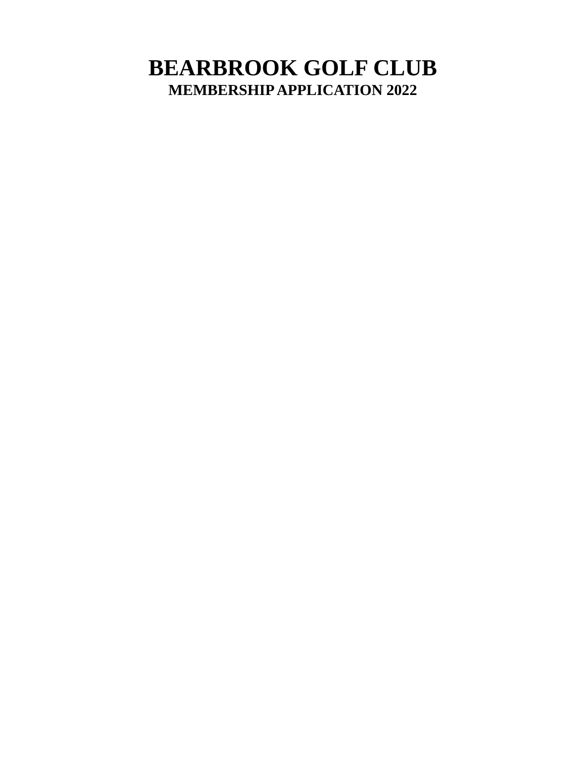# BEARBROOK GOLF CLUB

## MEMBERSHIP APPLICATION 2022